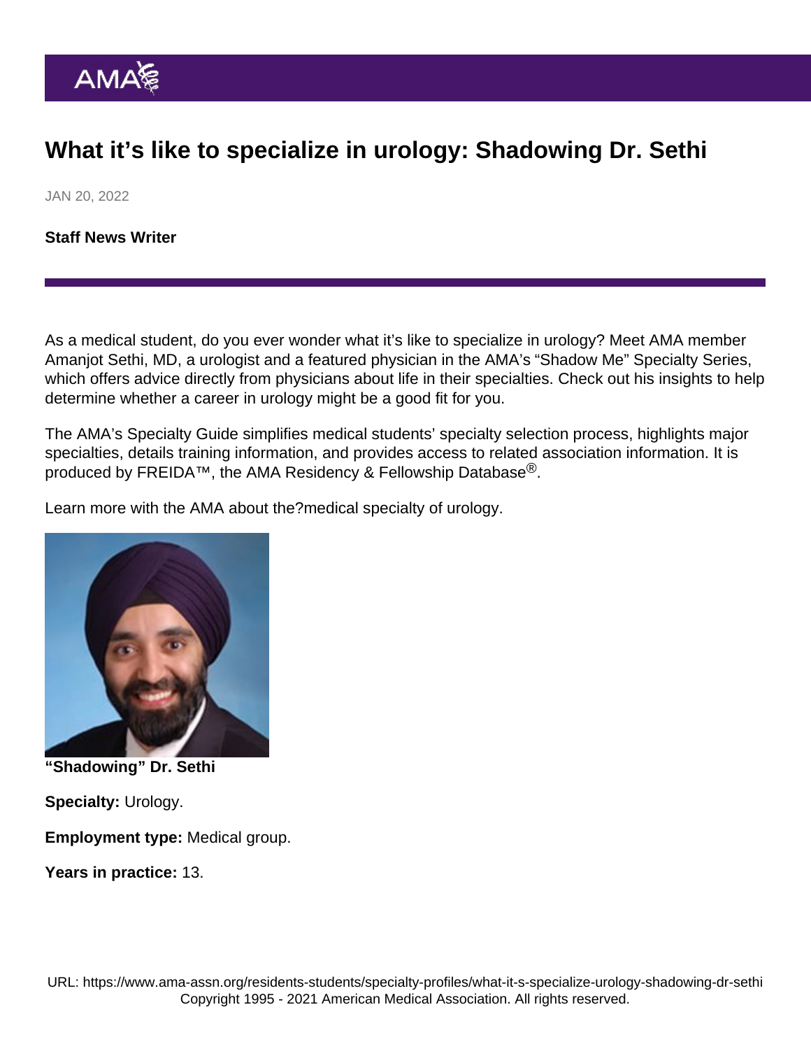# What it's like to specialize in urology: Shadowing Dr. Sethi

JAN 20, 2022

**Staff News Writer**

As a medical student, do you ever wonder what it's like to specialize in urology? Meet AMA member Amanjot Sethi, MD, a urologist and a featured physician in the AMA's "Shadow Me" Specialty Series, which offers advice directly from physicians about life in their specialties. Check out his insights to help determine whether a career in urology might be a good fit for you.

The AMA's Specialty Guide simplifies medical students' specialty selection process, highlights major specialties, details training information, and provides access to related association information. It is produced by FREIDA™, the AMA Residency & Fellowship Database®.

Learn more with the AMA about the?medical specialty of urology.

**"Shadowing" Dr. Sethi**

**Specialty:** Urology.

**Employment type:** Medical group.

**Years in practice:** 13.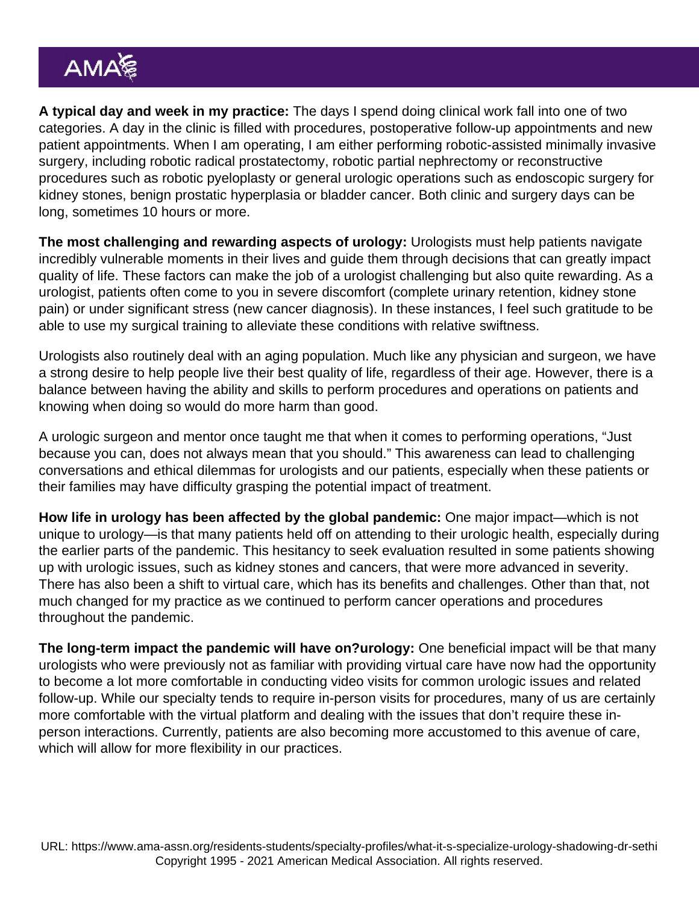**A typical day and week in my practice:** The days I spend doing clinical work fall into one of two categories. A day in the clinic is filled with procedures, postoperative follow-up appointments and new patient appointments. When I am operating, I am either performing robotic-assisted minimally invasive surgery, including robotic radical prostatectomy, robotic partial nephrectomy or reconstructive procedures such as robotic pyeloplasty or general urologic operations such as endoscopic surgery for kidney stones, benign prostatic hyperplasia or bladder cancer. Both clinic and surgery days can be long, sometimes 10 hours or more.

**The most challenging and rewarding aspects of urology:** Urologists must help patients navigate incredibly vulnerable moments in their lives and guide them through decisions that can greatly impact quality of life. These factors can make the job of a urologist challenging but also quite rewarding. As a urologist, patients often come to you in severe discomfort (complete urinary retention, kidney stone pain) or under significant stress (new cancer diagnosis). In these instances, I feel such gratitude to be able to use my surgical training to alleviate these conditions with relative swiftness.

Urologists also routinely deal with an aging population. Much like any physician and surgeon, we have a strong desire to help people live their best quality of life, regardless of their age. However, there is a balance between having the ability and skills to perform procedures and operations on patients and knowing when doing so would do more harm than good.

A urologic surgeon and mentor once taught me that when it comes to performing operations, "Just because you can, does not always mean that you should." This awareness can lead to challenging conversations and ethical dilemmas for urologists and our patients, especially when these patients or their families may have difficulty grasping the potential impact of treatment.

**How life in urology has been affected by the global pandemic:** One major impact—which is not unique to urology—is that many patients held off on attending to their urologic health, especially during the earlier parts of the pandemic. This hesitancy to seek evaluation resulted in some patients showing up with urologic issues, such as kidney stones and cancers, that were more advanced in severity. There has also been a shift to virtual care, which has its benefits and challenges. Other than that, not much changed for my practice as we continued to perform cancer operations and procedures throughout the pandemic.

**The long-term impact the pandemic will have on?urology:** One beneficial impact will be that many urologists who were previously not as familiar with providing virtual care have now had the opportunity to become a lot more comfortable in conducting video visits for common urologic issues and related follow-up. While our specialty tends to require in-person visits for procedures, many of us are certainly more comfortable with the virtual platform and dealing with the issues that don't require these in-person interactions. Currently, patients are also becoming more accustomed to this avenue of care, which will allow for more flexibility in our practices.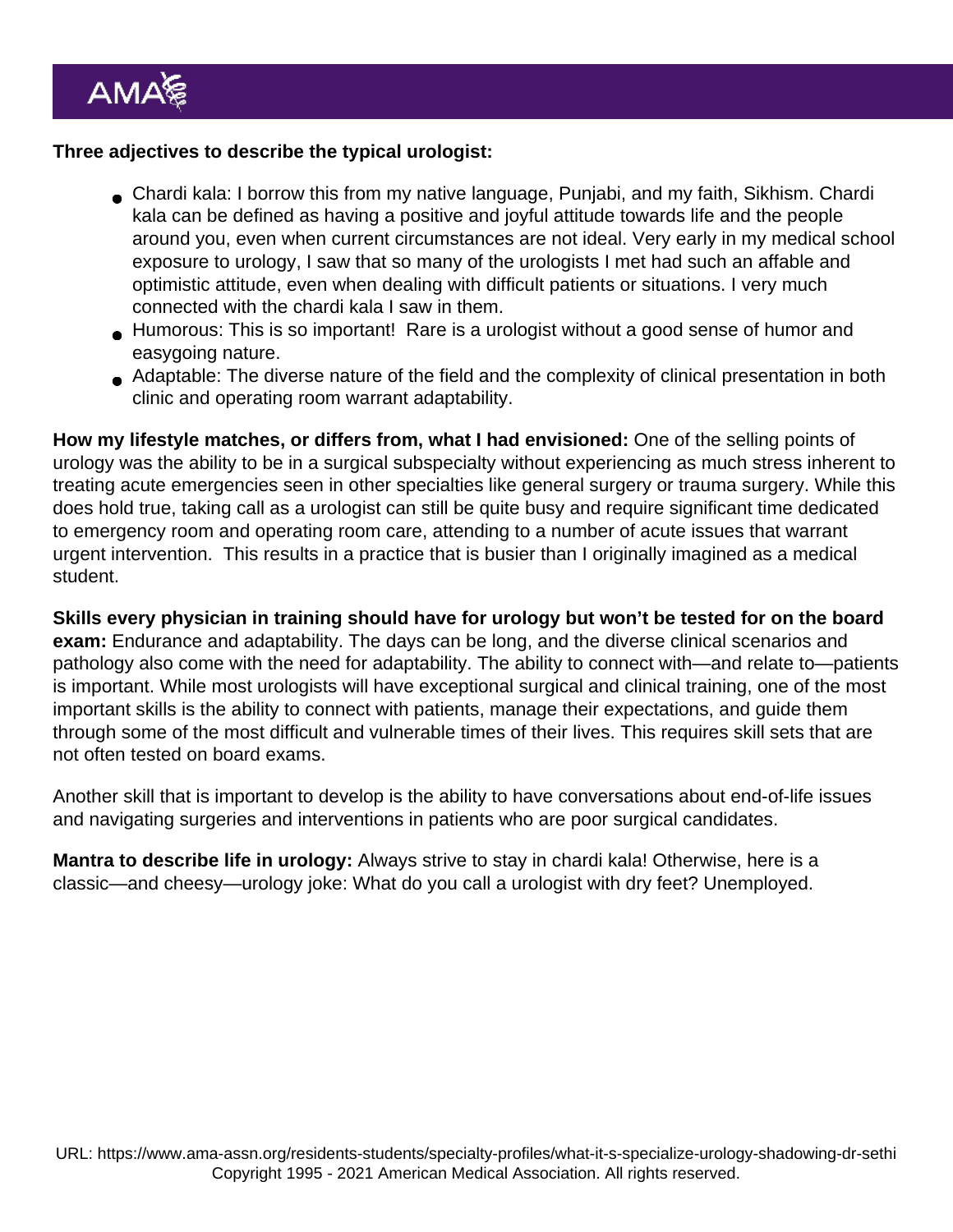**Three adjectives to describe the typical urologist:**

- Chardi kala: I borrow this from my native language, Punjabi, and my faith, Sikhism. Chardi kala can be defined as having a positive and joyful attitude towards life and the people around you, even when current circumstances are not ideal. Very early in my medical school exposure to urology, I saw that so many of the urologists I met had such an affable and optimistic attitude, even when dealing with difficult patients or situations. I very much connected with the chardi kala I saw in them.
- Humorous: This is so important!  Rare is a urologist without a good sense of humor and easygoing nature.
- Adaptable: The diverse nature of the field and the complexity of clinical presentation in both clinic and operating room warrant adaptability.

**How my lifestyle matches, or differs from, what I had envisioned:** One of the selling points of urology was the ability to be in a surgical subspecialty without experiencing as much stress inherent to treating acute emergencies seen in other specialties like general surgery or trauma surgery. While this does hold true, taking call as a urologist can still be quite busy and require significant time dedicated to emergency room and operating room care, attending to a number of acute issues that warrant urgent intervention.  This results in a practice that is busier than I originally imagined as a medical student.

**Skills every physician in training should have for urology but won't be tested for on the board exam:** Endurance and adaptability. The days can be long, and the diverse clinical scenarios and pathology also come with the need for adaptability. The ability to connect with—and relate to—patients is important. While most urologists will have exceptional surgical and clinical training, one of the most important skills is the ability to connect with patients, manage their expectations, and guide them through some of the most difficult and vulnerable times of their lives. This requires skill sets that are not often tested on board exams.

Another skill that is important to develop is the ability to have conversations about end-of-life issues and navigating surgeries and interventions in patients who are poor surgical candidates.

**Mantra to describe life in urology:** Always strive to stay in chardi kala! Otherwise, here is a classic—and cheesy—urology joke: What do you call a urologist with dry feet? Unemployed.